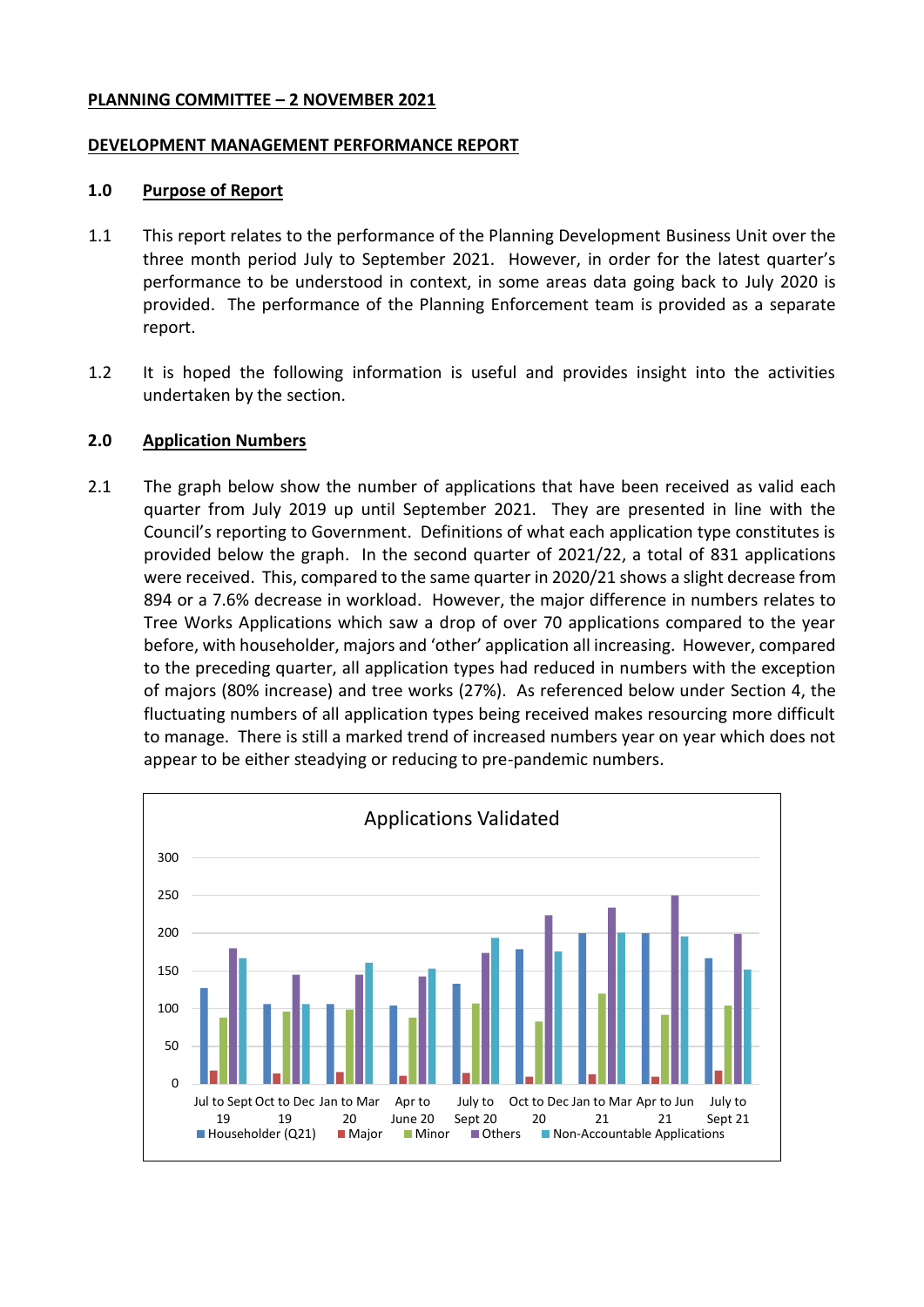**PLANNING COMMITTEE – 2 NOVEMBER 2021**

**DEVELOPMENT MANAGEMENT PERFORMANCE REPORT**

## 1.0 Purpose of Report

1.1 This report relates to the performance of the Planning Development Business Unit over the three month period July to September 2021. However, in order for the latest quarter's performance to be understood in context, in some areas data going back to July 2020 is provided. The performance of the Planning Enforcement team is provided as a separate report.

1.2 It is hoped the following information is useful and provides insight into the activities undertaken by the section.

## 2.0 Application Numbers

2.1 The graph below show the number of applications that have been received as valid each quarter from July 2019 up until September 2021. They are presented in line with the Council's reporting to Government. Definitions of what each application type constitutes is provided below the graph. In the second quarter of 2021/22, a total of 831 applications were received. This, compared to the same quarter in 2020/21 shows a slight decrease from 894 or a 7.6% decrease in workload. However, the major difference in numbers relates to Tree Works Applications which saw a drop of over 70 applications compared to the year before, with householder, majors and 'other' application all increasing. However, compared to the preceding quarter, all application types had reduced in numbers with the exception of majors (80% increase) and tree works (27%). As referenced below under Section 4, the fluctuating numbers of all application types being received makes resourcing more difficult to manage. There is still a marked trend of increased numbers year on year which does not appear to be either steadying or reducing to pre-pandemic numbers.

Applications Validated

Jul to Sept 19 | Oct to Dec 19 | Jan to Mar 20 | Apr to June 20 | July to Sept 20 | Oct to Dec 20 | Jan to Mar 21 | Apr to Jun 21 | July to Sept 21

Householder (Q21) | Major | Minor | Others | Non-Accountable Applications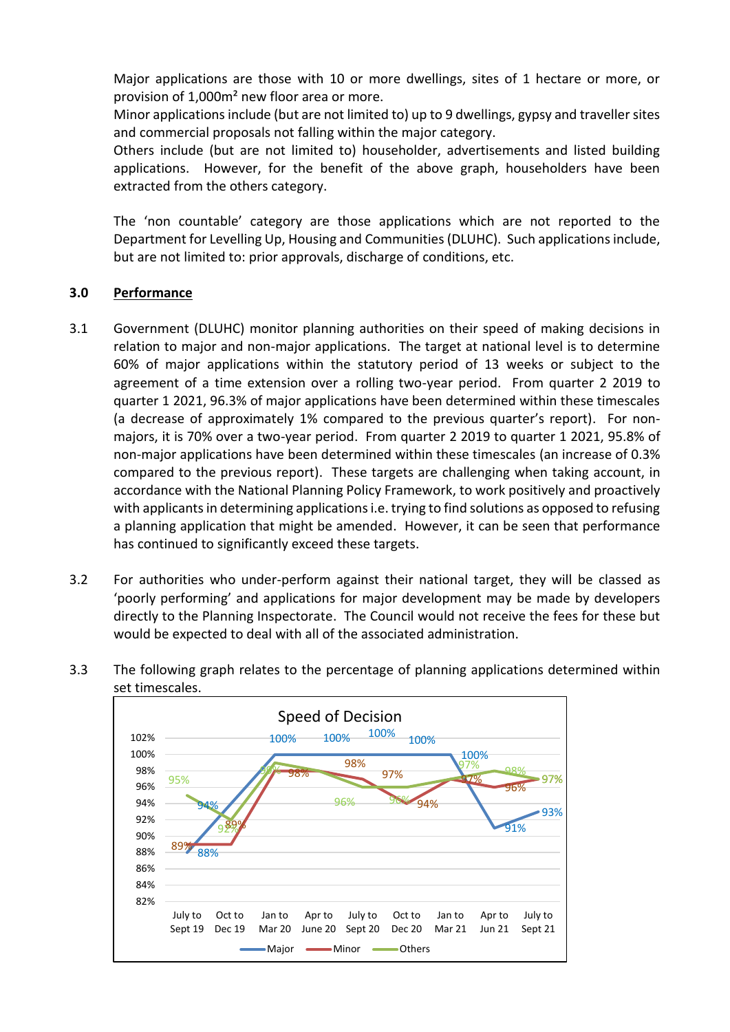Major applications are those with 10 or more dwellings, sites of 1 hectare or more, or provision of 1,000m² new floor area or more.

Minor applications include (but are not limited to) up to 9 dwellings, gypsy and traveller sites and commercial proposals not falling within the major category.

Others include (but are not limited to) householder, advertisements and listed building applications. However, for the benefit of the above graph, householders have been extracted from the others category.

The 'non countable' category are those applications which are not reported to the Department for Levelling Up, Housing and Communities (DLUHC). Such applications include, but are not limited to: prior approvals, discharge of conditions, etc.

## 3.0 Performance

3.1 Government (DLUHC) monitor planning authorities on their speed of making decisions in relation to major and non-major applications. The target at national level is to determine 60% of major applications within the statutory period of 13 weeks or subject to the agreement of a time extension over a rolling two-year period. From quarter 2 2019 to quarter 1 2021, 96.3% of major applications have been determined within these timescales (a decrease of approximately 1% compared to the previous quarter's report). For non-majors, it is 70% over a two-year period. From quarter 2 2019 to quarter 1 2021, 95.8% of non-major applications have been determined within these timescales (an increase of 0.3% compared to the previous report). These targets are challenging when taking account, in accordance with the National Planning Policy Framework, to work positively and proactively with applicants in determining applications i.e. trying to find solutions as opposed to refusing a planning application that might be amended. However, it can be seen that performance has continued to significantly exceed these targets.

3.2 For authorities who under-perform against their national target, they will be classed as 'poorly performing' and applications for major development may be made by developers directly to the Planning Inspectorate. The Council would not receive the fees for these but would be expected to deal with all of the associated administration.

3.3 The following graph relates to the percentage of planning applications determined within set timescales.

**Speed of Decision**

| | July to Sept 19 | Oct to Dec 19 | Jan to Mar 20 | Apr to June 20 | July to Sept 20 | Oct to Dec 20 | Jan to Mar 21 | Apr to Jun 21 | July to Sept 21 |
|---|---|---|---|---|---|---|---|---|---|
| Major | 88% | 94% | 100% | 100% | 100% | 100% | 100% | 91% | 93% |
| Minor | 89% | 89% | 98% | 98% | 97% | 94% | 97% | 96% | 97% |
| Others | 95% | 92% | 99% | 98% | 96% | 96% | 97% | 98% | 97% |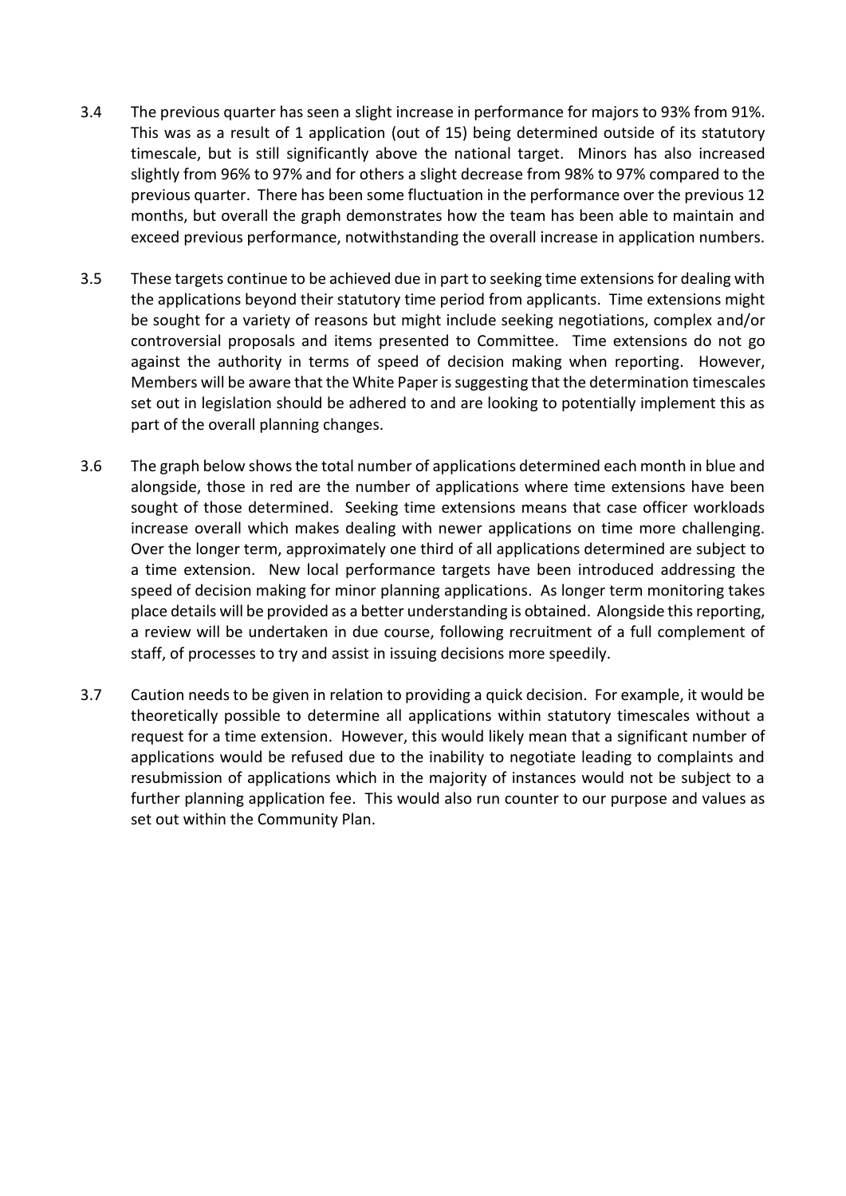3.4 The previous quarter has seen a slight increase in performance for majors to 93% from 91%. This was as a result of 1 application (out of 15) being determined outside of its statutory timescale, but is still significantly above the national target. Minors has also increased slightly from 96% to 97% and for others a slight decrease from 98% to 97% compared to the previous quarter. There has been some fluctuation in the performance over the previous 12 months, but overall the graph demonstrates how the team has been able to maintain and exceed previous performance, notwithstanding the overall increase in application numbers.

3.5 These targets continue to be achieved due in part to seeking time extensions for dealing with the applications beyond their statutory time period from applicants. Time extensions might be sought for a variety of reasons but might include seeking negotiations, complex and/or controversial proposals and items presented to Committee. Time extensions do not go against the authority in terms of speed of decision making when reporting. However, Members will be aware that the White Paper is suggesting that the determination timescales set out in legislation should be adhered to and are looking to potentially implement this as part of the overall planning changes.

3.6 The graph below shows the total number of applications determined each month in blue and alongside, those in red are the number of applications where time extensions have been sought of those determined. Seeking time extensions means that case officer workloads increase overall which makes dealing with newer applications on time more challenging. Over the longer term, approximately one third of all applications determined are subject to a time extension. New local performance targets have been introduced addressing the speed of decision making for minor planning applications. As longer term monitoring takes place details will be provided as a better understanding is obtained. Alongside this reporting, a review will be undertaken in due course, following recruitment of a full complement of staff, of processes to try and assist in issuing decisions more speedily.

3.7 Caution needs to be given in relation to providing a quick decision. For example, it would be theoretically possible to determine all applications within statutory timescales without a request for a time extension. However, this would likely mean that a significant number of applications would be refused due to the inability to negotiate leading to complaints and resubmission of applications which in the majority of instances would not be subject to a further planning application fee. This would also run counter to our purpose and values as set out within the Community Plan.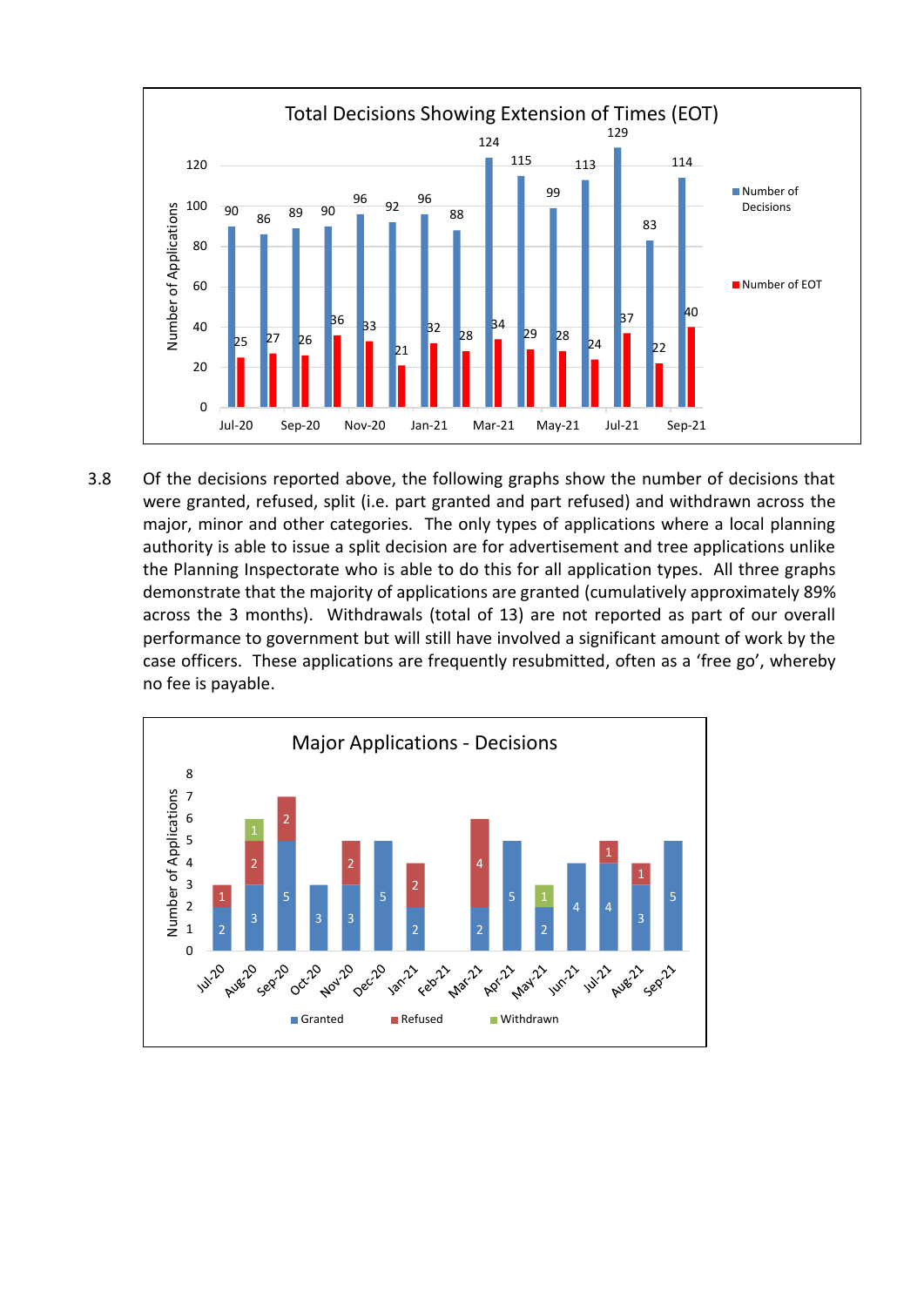**Total Decisions Showing Extension of Times (EOT)**

| Month | Number of Decisions | Number of EOT |
|---|---|---|
| Jul-20 | 90 | 25 |
| Aug-20 | 86 | 27 |
| Sep-20 | 89 | 26 |
| Oct-20 | 90 | 36 |
| Nov-20 | 96 | 33 |
| Dec-20 | 92 | 21 |
| Jan-21 | 96 | 32 |
| Feb-21 | 88 | 28 |
| Mar-21 | 124 | 34 |
| Apr-21 | 115 | 29 |
| May-21 | 99 | 28 |
| Jun-21 | 113 | 24 |
| Jul-21 | 129 | 37 |
| Aug-21 | 83 | 22 |
| Sep-21 | 114 | 40 |

3.8 Of the decisions reported above, the following graphs show the number of decisions that were granted, refused, split (i.e. part granted and part refused) and withdrawn across the major, minor and other categories. The only types of applications where a local planning authority is able to issue a split decision are for advertisement and tree applications unlike the Planning Inspectorate who is able to do this for all application types. All three graphs demonstrate that the majority of applications are granted (cumulatively approximately 89% across the 3 months). Withdrawals (total of 13) are not reported as part of our overall performance to government but will still have involved a significant amount of work by the case officers. These applications are frequently resubmitted, often as a 'free go', whereby no fee is payable.

**Major Applications - Decisions**

| Month | Granted | Refused | Withdrawn |
|---|---|---|---|
| Jul-20 | 2 | 1 | |
| Aug-20 | 3 | 2 | 1 |
| Sep-20 | 5 | 2 | |
| Oct-20 | 3 | | |
| Nov-20 | 3 | 2 | |
| Dec-20 | 5 | | |
| Jan-21 | 2 | 2 | |
| Feb-21 | | | |
| Mar-21 | 2 | 4 | |
| Apr-21 | 5 | | |
| May-21 | 2 | | 1 |
| Jun-21 | 4 | | |
| Jul-21 | 4 | 1 | |
| Aug-21 | 3 | 1 | |
| Sep-21 | 5 | | |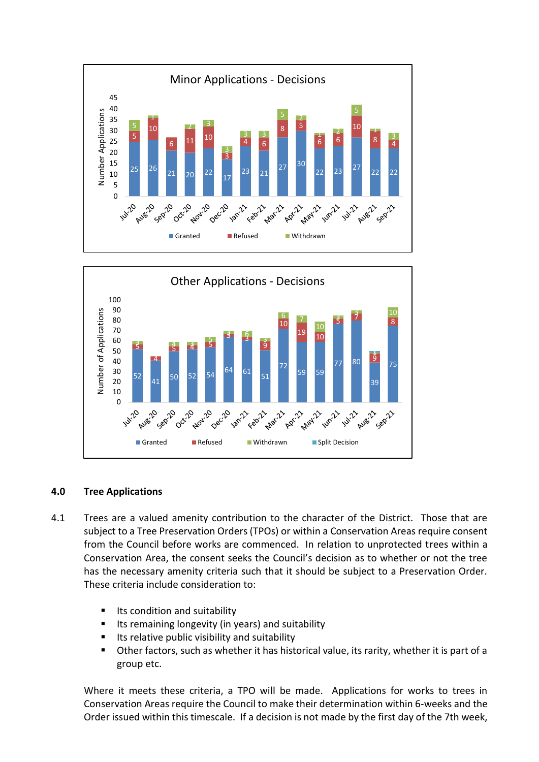**Minor Applications - Decisions**

**Other Applications - Decisions**

## 4.0 Tree Applications

4.1 Trees are a valued amenity contribution to the character of the District. Those that are subject to a Tree Preservation Orders (TPOs) or within a Conservation Areas require consent from the Council before works are commenced. In relation to unprotected trees within a Conservation Area, the consent seeks the Council's decision as to whether or not the tree has the necessary amenity criteria such that it should be subject to a Preservation Order. These criteria include consideration to:

- Its condition and suitability
- Its remaining longevity (in years) and suitability
- Its relative public visibility and suitability
- Other factors, such as whether it has historical value, its rarity, whether it is part of a group etc.

Where it meets these criteria, a TPO will be made. Applications for works to trees in Conservation Areas require the Council to make their determination within 6-weeks and the Order issued within this timescale. If a decision is not made by the first day of the 7th week,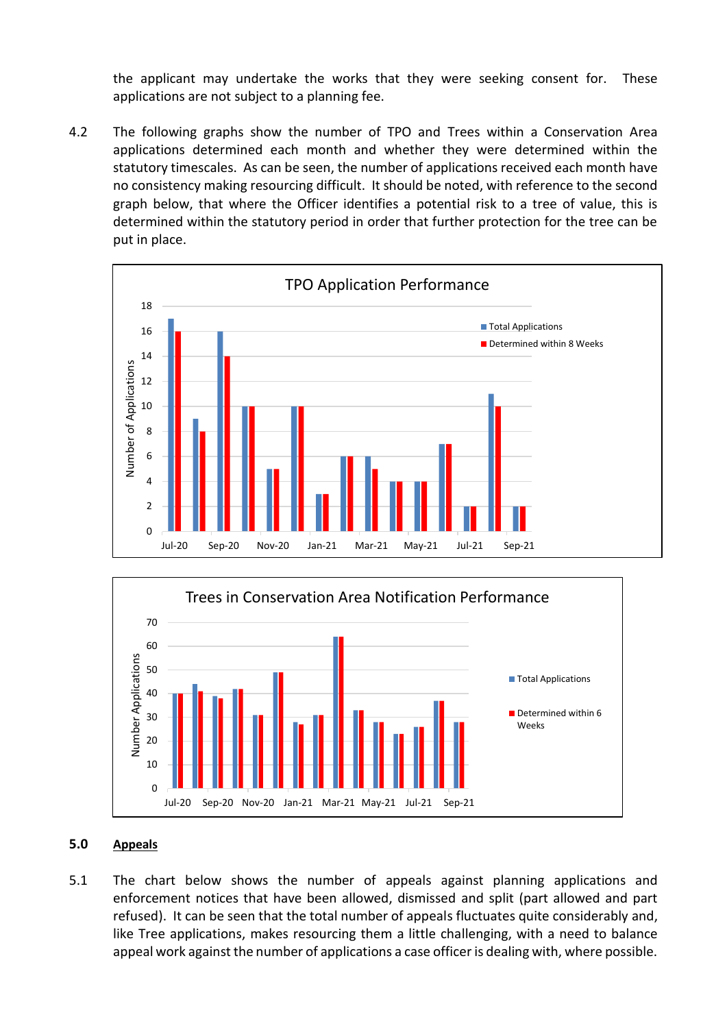the applicant may undertake the works that they were seeking consent for. These applications are not subject to a planning fee.

4.2 The following graphs show the number of TPO and Trees within a Conservation Area applications determined each month and whether they were determined within the statutory timescales. As can be seen, the number of applications received each month have no consistency making resourcing difficult. It should be noted, with reference to the second graph below, that where the Officer identifies a potential risk to a tree of value, this is determined within the statutory period in order that further protection for the tree can be put in place.

**TPO Application Performance**

| Month | Total Applications | Determined within 8 Weeks |
|---|---|---|
| Jul-20 | 17 | 16 |
| Aug-20 | 9 | 8 |
| Sep-20 | 16 | 14 |
| Oct-20 | 10 | 10 |
| Nov-20 | 5 | 5 |
| Dec-20 | 10 | 10 |
| Jan-21 | 3 | 3 |
| Feb-21 | 6 | 6 |
| Mar-21 | 6 | 5 |
| Apr-21 | 4 | 4 |
| May-21 | 4 | 4 |
| Jun-21 | 7 | 7 |
| Jul-21 | 2 | 2 |
| Aug-21 | 11 | 10 |
| Sep-21 | 2 | 2 |

**Trees in Conservation Area Notification Performance**

| Month | Total Applications | Determined within 6 Weeks |
|---|---|---|
| Jul-20 | 40 | 40 |
| Aug-20 | 44 | 41 |
| Sep-20 | 39 | 38 |
| Oct-20 | 42 | 42 |
| Nov-20 | 31 | 31 |
| Dec-20 | 49 | 49 |
| Jan-21 | 28 | 27 |
| Feb-21 | 31 | 31 |
| Mar-21 | 64 | 64 |
| Apr-21 | 33 | 33 |
| May-21 | 28 | 28 |
| Jun-21 | 23 | 23 |
| Jul-21 | 26 | 26 |
| Aug-21 | 37 | 37 |
| Sep-21 | 28 | 28 |

## 5.0 Appeals

5.1 The chart below shows the number of appeals against planning applications and enforcement notices that have been allowed, dismissed and split (part allowed and part refused). It can be seen that the total number of appeals fluctuates quite considerably and, like Tree applications, makes resourcing them a little challenging, with a need to balance appeal work against the number of applications a case officer is dealing with, where possible.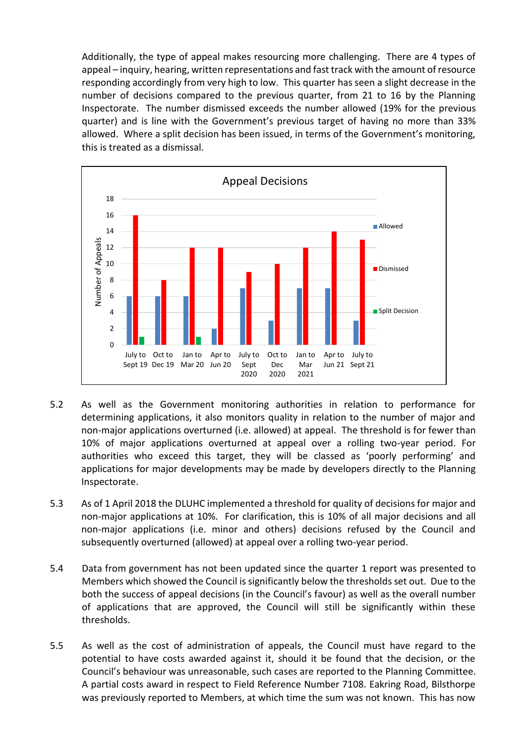Additionally, the type of appeal makes resourcing more challenging. There are 4 types of appeal – inquiry, hearing, written representations and fast track with the amount of resource responding accordingly from very high to low. This quarter has seen a slight decrease in the number of decisions compared to the previous quarter, from 21 to 16 by the Planning Inspectorate. The number dismissed exceeds the number allowed (19% for the previous quarter) and is line with the Government's previous target of having no more than 33% allowed. Where a split decision has been issued, in terms of the Government's monitoring, this is treated as a dismissal.

**Appeal Decisions**

| Period | Allowed | Dismissed | Split Decision |
|---|---|---|---|
| July to Sept 19 | 6 | 16 | 1 |
| Oct to Dec 19 | 6 | 8 | 0 |
| Jan to Mar 20 | 6 | 12 | 1 |
| Apr to Jun 20 | 2 | 12 | 0 |
| July to Sept 2020 | 7 | 9 | 0 |
| Oct to Dec 2020 | 3 | 10 | 0 |
| Jan to Mar 2021 | 7 | 12 | 0 |
| Apr to Jun 21 | 7 | 14 | 0 |
| July to Sept 21 | 3 | 13 | 0 |

5.2 As well as the Government monitoring authorities in relation to performance for determining applications, it also monitors quality in relation to the number of major and non-major applications overturned (i.e. allowed) at appeal. The threshold is for fewer than 10% of major applications overturned at appeal over a rolling two-year period. For authorities who exceed this target, they will be classed as 'poorly performing' and applications for major developments may be made by developers directly to the Planning Inspectorate.

5.3 As of 1 April 2018 the DLUHC implemented a threshold for quality of decisions for major and non-major applications at 10%. For clarification, this is 10% of all major decisions and all non-major applications (i.e. minor and others) decisions refused by the Council and subsequently overturned (allowed) at appeal over a rolling two-year period.

5.4 Data from government has not been updated since the quarter 1 report was presented to Members which showed the Council is significantly below the thresholds set out. Due to the both the success of appeal decisions (in the Council's favour) as well as the overall number of applications that are approved, the Council will still be significantly within these thresholds.

5.5 As well as the cost of administration of appeals, the Council must have regard to the potential to have costs awarded against it, should it be found that the decision, or the Council's behaviour was unreasonable, such cases are reported to the Planning Committee. A partial costs award in respect to Field Reference Number 7108. Eakring Road, Bilsthorpe was previously reported to Members, at which time the sum was not known. This has now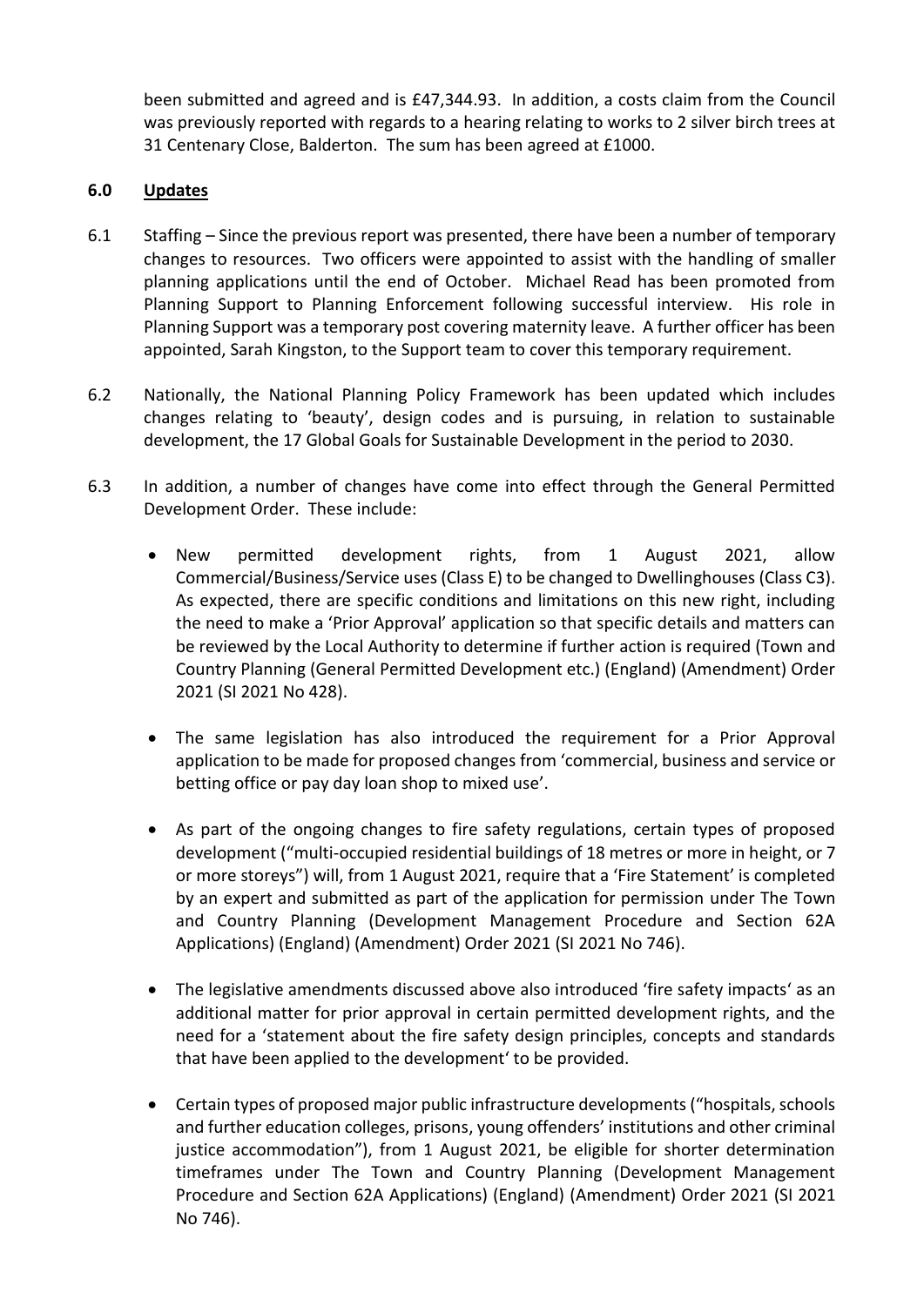been submitted and agreed and is £47,344.93. In addition, a costs claim from the Council was previously reported with regards to a hearing relating to works to 2 silver birch trees at 31 Centenary Close, Balderton. The sum has been agreed at £1000.

## 6.0 Updates

6.1 Staffing – Since the previous report was presented, there have been a number of temporary changes to resources. Two officers were appointed to assist with the handling of smaller planning applications until the end of October. Michael Read has been promoted from Planning Support to Planning Enforcement following successful interview. His role in Planning Support was a temporary post covering maternity leave. A further officer has been appointed, Sarah Kingston, to the Support team to cover this temporary requirement.

6.2 Nationally, the National Planning Policy Framework has been updated which includes changes relating to 'beauty', design codes and is pursuing, in relation to sustainable development, the 17 Global Goals for Sustainable Development in the period to 2030.

6.3 In addition, a number of changes have come into effect through the General Permitted Development Order. These include:

- New permitted development rights, from 1 August 2021, allow Commercial/Business/Service uses (Class E) to be changed to Dwellinghouses (Class C3). As expected, there are specific conditions and limitations on this new right, including the need to make a 'Prior Approval' application so that specific details and matters can be reviewed by the Local Authority to determine if further action is required (Town and Country Planning (General Permitted Development etc.) (England) (Amendment) Order 2021 (SI 2021 No 428).

- The same legislation has also introduced the requirement for a Prior Approval application to be made for proposed changes from 'commercial, business and service or betting office or pay day loan shop to mixed use'.

- As part of the ongoing changes to fire safety regulations, certain types of proposed development ("multi-occupied residential buildings of 18 metres or more in height, or 7 or more storeys") will, from 1 August 2021, require that a 'Fire Statement' is completed by an expert and submitted as part of the application for permission under The Town and Country Planning (Development Management Procedure and Section 62A Applications) (England) (Amendment) Order 2021 (SI 2021 No 746).

- The legislative amendments discussed above also introduced 'fire safety impacts' as an additional matter for prior approval in certain permitted development rights, and the need for a 'statement about the fire safety design principles, concepts and standards that have been applied to the development' to be provided.

- Certain types of proposed major public infrastructure developments ("hospitals, schools and further education colleges, prisons, young offenders' institutions and other criminal justice accommodation"), from 1 August 2021, be eligible for shorter determination timeframes under The Town and Country Planning (Development Management Procedure and Section 62A Applications) (England) (Amendment) Order 2021 (SI 2021 No 746).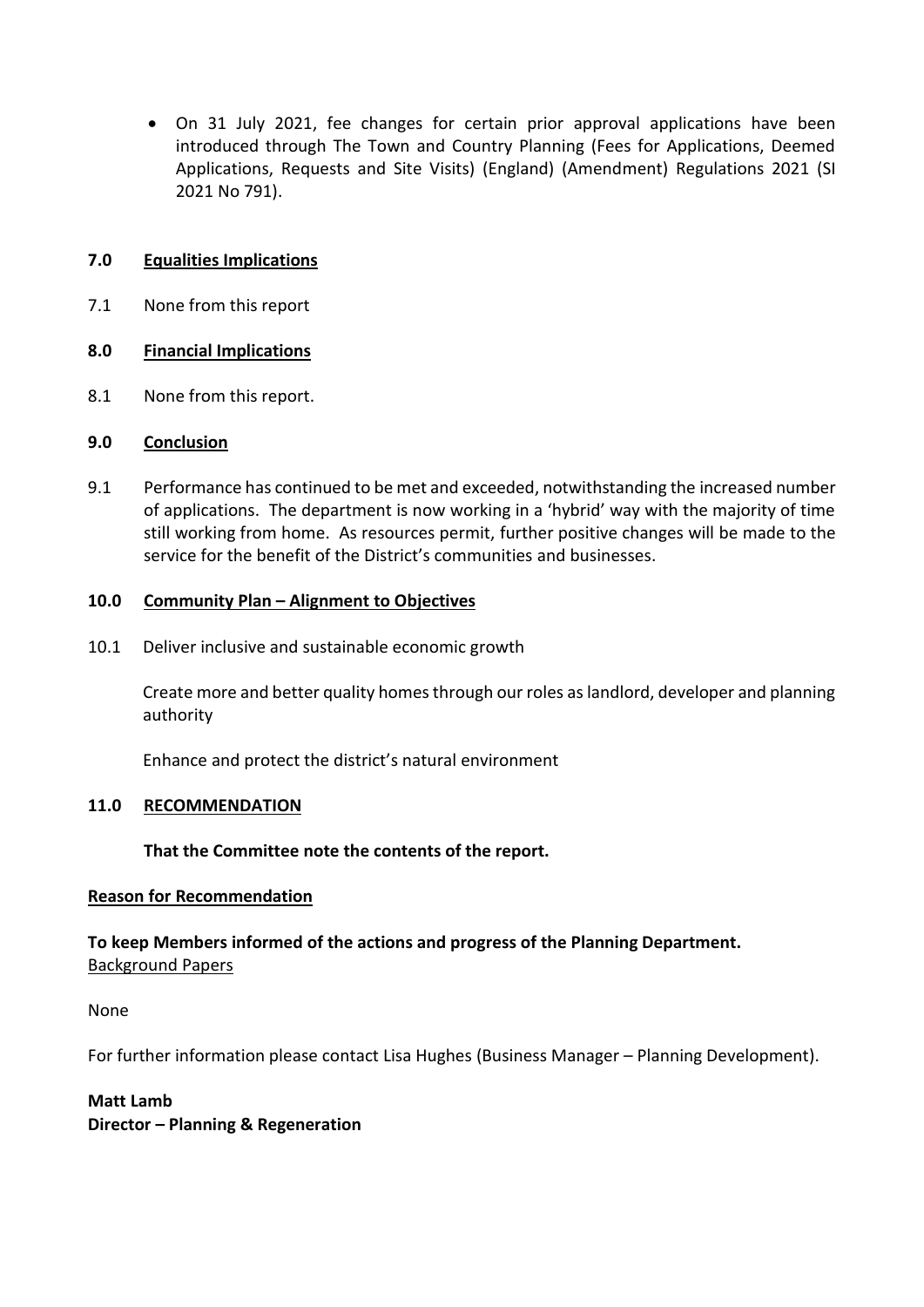- On 31 July 2021, fee changes for certain prior approval applications have been introduced through The Town and Country Planning (Fees for Applications, Deemed Applications, Requests and Site Visits) (England) (Amendment) Regulations 2021 (SI 2021 No 791).

## 7.0 Equalities Implications

7.1 None from this report

## 8.0 Financial Implications

8.1 None from this report.

## 9.0 Conclusion

9.1 Performance has continued to be met and exceeded, notwithstanding the increased number of applications. The department is now working in a 'hybrid' way with the majority of time still working from home. As resources permit, further positive changes will be made to the service for the benefit of the District's communities and businesses.

## 10.0 Community Plan – Alignment to Objectives

10.1 Deliver inclusive and sustainable economic growth

Create more and better quality homes through our roles as landlord, developer and planning authority

Enhance and protect the district's natural environment

## 11.0 RECOMMENDATION

**That the Committee note the contents of the report.**

**Reason for Recommendation**

**To keep Members informed of the actions and progress of the Planning Department.**

Background Papers

None

For further information please contact Lisa Hughes (Business Manager – Planning Development).

**Matt Lamb**
**Director – Planning & Regeneration**